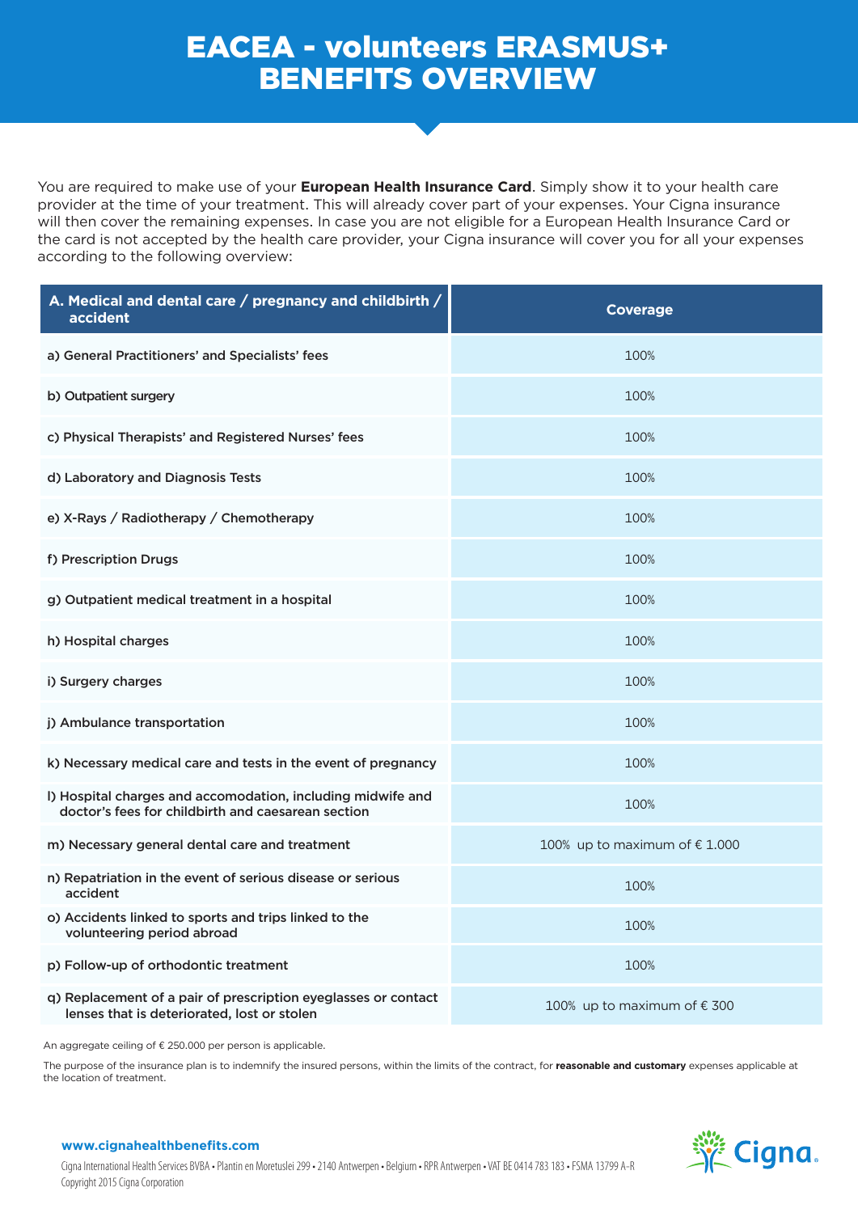# EACEA - volunteers ERASMUS+ BENEFITS OVERVIEW

You are required to make use of your **European Health Insurance Card**. Simply show it to your health care provider at the time of your treatment. This will already cover part of your expenses. Your Cigna insurance will then cover the remaining expenses. In case you are not eligible for a European Health Insurance Card or the card is not accepted by the health care provider, your Cigna insurance will cover you for all your expenses according to the following overview:

| A. Medical and dental care / pregnancy and childbirth / accident | Coverage |
|---|---|
| a) General Practitioners' and Specialists' fees | 100% |
| b) Outpatient surgery | 100% |
| c) Physical Therapists' and Registered Nurses' fees | 100% |
| d) Laboratory and Diagnosis Tests | 100% |
| e) X-Rays / Radiotherapy / Chemotherapy | 100% |
| f) Prescription Drugs | 100% |
| g) Outpatient medical treatment in a hospital | 100% |
| h) Hospital charges | 100% |
| i) Surgery charges | 100% |
| j) Ambulance transportation | 100% |
| k) Necessary medical care and tests in the event of pregnancy | 100% |
| l) Hospital charges and accomodation, including midwife and doctor's fees for childbirth and caesarean section | 100% |
| m) Necessary general dental care and treatment | 100% up to maximum of € 1.000 |
| n) Repatriation in the event of serious disease or serious accident | 100% |
| o) Accidents linked to sports and trips linked to the volunteering period abroad | 100% |
| p) Follow-up of orthodontic treatment | 100% |
| q) Replacement of a pair of prescription eyeglasses or contact lenses that is deteriorated, lost or stolen | 100% up to maximum of € 300 |

An aggregate ceiling of € 250.000 per person is applicable.

The purpose of the insurance plan is to indemnify the insured persons, within the limits of the contract, for **reasonable and customary** expenses applicable at the location of treatment.

**www.cignahealthbenefits.com**

Cigna International Health Services BVBA • Plantin en Moretuslei 299 • 2140 Antwerpen • Belgium • RPR Antwerpen • VAT BE 0414 783 183 • FSMA 13799 A-R
Copyright 2015 Cigna Corporation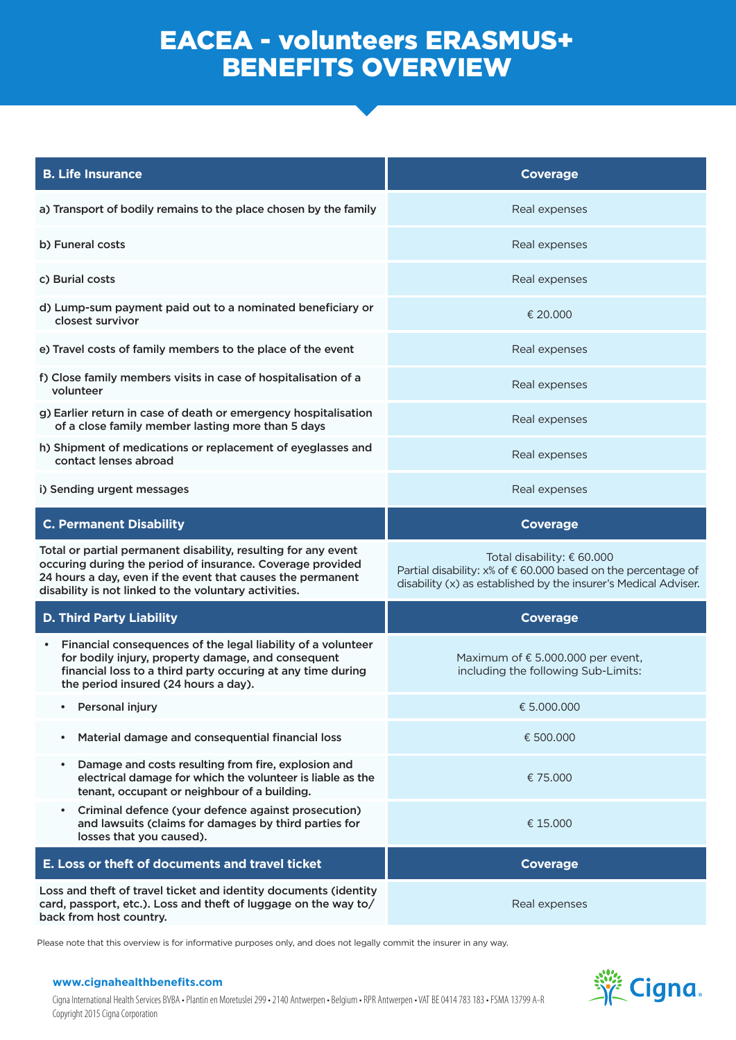# EACEA - volunteers ERASMUS+ BENEFITS OVERVIEW

| B. Life Insurance | Coverage |
|---|---|
| a) Transport of bodily remains to the place chosen by the family | Real expenses |
| b) Funeral costs | Real expenses |
| c) Burial costs | Real expenses |
| d) Lump-sum payment paid out to a nominated beneficiary or closest survivor | € 20.000 |
| e) Travel costs of family members to the place of the event | Real expenses |
| f) Close family members visits in case of hospitalisation of a volunteer | Real expenses |
| g) Earlier return in case of death or emergency hospitalisation of a close family member lasting more than 5 days | Real expenses |
| h) Shipment of medications or replacement of eyeglasses and contact lenses abroad | Real expenses |
| i) Sending urgent messages | Real expenses |

| C. Permanent Disability | Coverage |
|---|---|
| Total or partial permanent disability, resulting for any event occuring during the period of insurance. Coverage provided 24 hours a day, even if the event that causes the permanent disability is not linked to the voluntary activities. | Total disability: € 60.000<br>Partial disability: x% of € 60.000 based on the percentage of disability (x) as established by the insurer's Medical Adviser. |

| D. Third Party Liability | Coverage |
|---|---|
| • Financial consequences of the legal liability of a volunteer for bodily injury, property damage, and consequent financial loss to a third party occuring at any time during the period insured (24 hours a day). | Maximum of € 5.000.000 per event, including the following Sub-Limits: |
| • Personal injury | € 5.000.000 |
| • Material damage and consequential financial loss | € 500.000 |
| • Damage and costs resulting from fire, explosion and electrical damage for which the volunteer is liable as the tenant, occupant or neighbour of a building. | € 75.000 |
| • Criminal defence (your defence against prosecution) and lawsuits (claims for damages by third parties for losses that you caused). | € 15.000 |

| E. Loss or theft of documents and travel ticket | Coverage |
|---|---|
| Loss and theft of travel ticket and identity documents (identity card, passport, etc.). Loss and theft of luggage on the way to/back from host country. | Real expenses |

Please note that this overview is for informative purposes only, and does not legally commit the insurer in any way.

**www.cignahealthbenefits.com**

Cigna International Health Services BVBA • Plantin en Moretuslei 299 • 2140 Antwerpen • Belgium • RPR Antwerpen • VAT BE 0414 783 183 • FSMA 13799 A-R
Copyright 2015 Cigna Corporation

Cigna.